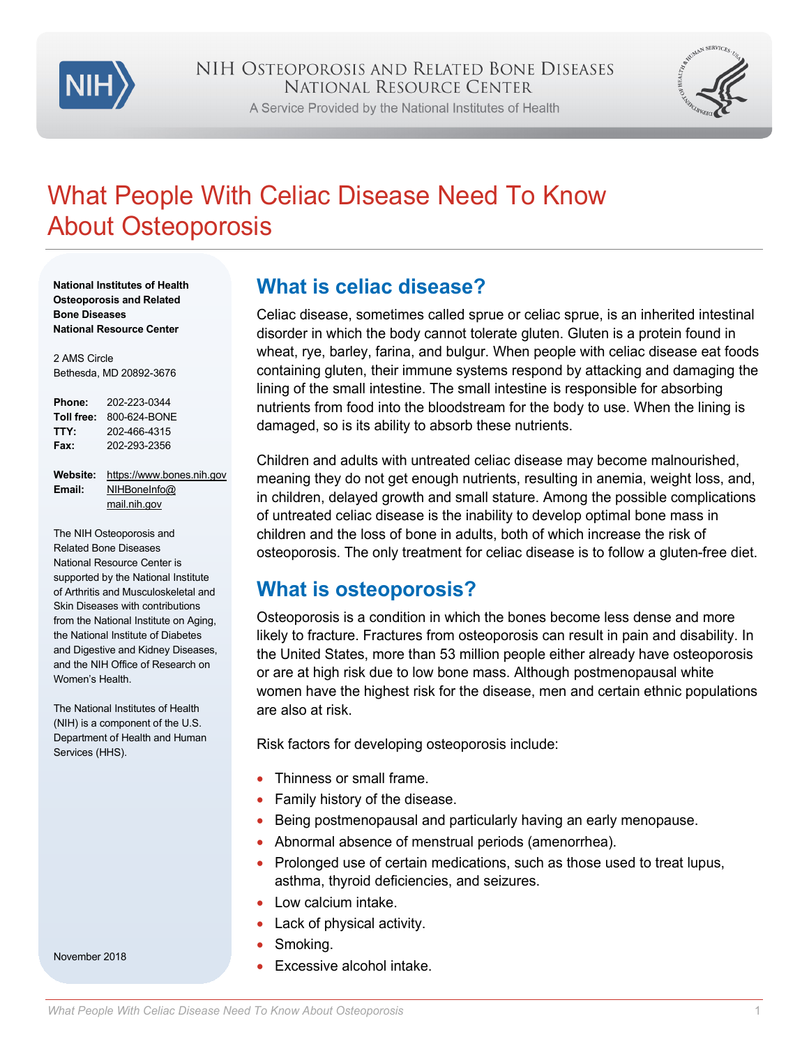NIH Osteoporosis and Related Bone Diseases National Resource Center

A Service Provided by the National Institutes of Health

# What People With Celiac Disease Need To Know About Osteoporosis

**National Institutes of Health Osteoporosis and Related Bone Diseases National Resource Center**

2 AMS Circle
Bethesda, MD 20892-3676

**Phone:** 202-223-0344
**Toll free:** 800-624-BONE
**TTY:** 202-466-4315
**Fax:** 202-293-2356

**Website:** https://www.bones.nih.gov
**Email:** NIHBoneInfo@mail.nih.gov

The NIH Osteoporosis and Related Bone Diseases National Resource Center is supported by the National Institute of Arthritis and Musculoskeletal and Skin Diseases with contributions from the National Institute on Aging, the National Institute of Diabetes and Digestive and Kidney Diseases, and the NIH Office of Research on Women's Health.

The National Institutes of Health (NIH) is a component of the U.S. Department of Health and Human Services (HHS).

November 2018

## What is celiac disease?

Celiac disease, sometimes called sprue or celiac sprue, is an inherited intestinal disorder in which the body cannot tolerate gluten. Gluten is a protein found in wheat, rye, barley, farina, and bulgur. When people with celiac disease eat foods containing gluten, their immune systems respond by attacking and damaging the lining of the small intestine. The small intestine is responsible for absorbing nutrients from food into the bloodstream for the body to use. When the lining is damaged, so is its ability to absorb these nutrients.

Children and adults with untreated celiac disease may become malnourished, meaning they do not get enough nutrients, resulting in anemia, weight loss, and, in children, delayed growth and small stature. Among the possible complications of untreated celiac disease is the inability to develop optimal bone mass in children and the loss of bone in adults, both of which increase the risk of osteoporosis. The only treatment for celiac disease is to follow a gluten-free diet.

## What is osteoporosis?

Osteoporosis is a condition in which the bones become less dense and more likely to fracture. Fractures from osteoporosis can result in pain and disability. In the United States, more than 53 million people either already have osteoporosis or are at high risk due to low bone mass. Although postmenopausal white women have the highest risk for the disease, men and certain ethnic populations are also at risk.

Risk factors for developing osteoporosis include:

- Thinness or small frame.
- Family history of the disease.
- Being postmenopausal and particularly having an early menopause.
- Abnormal absence of menstrual periods (amenorrhea).
- Prolonged use of certain medications, such as those used to treat lupus, asthma, thyroid deficiencies, and seizures.
- Low calcium intake.
- Lack of physical activity.
- Smoking.
- Excessive alcohol intake.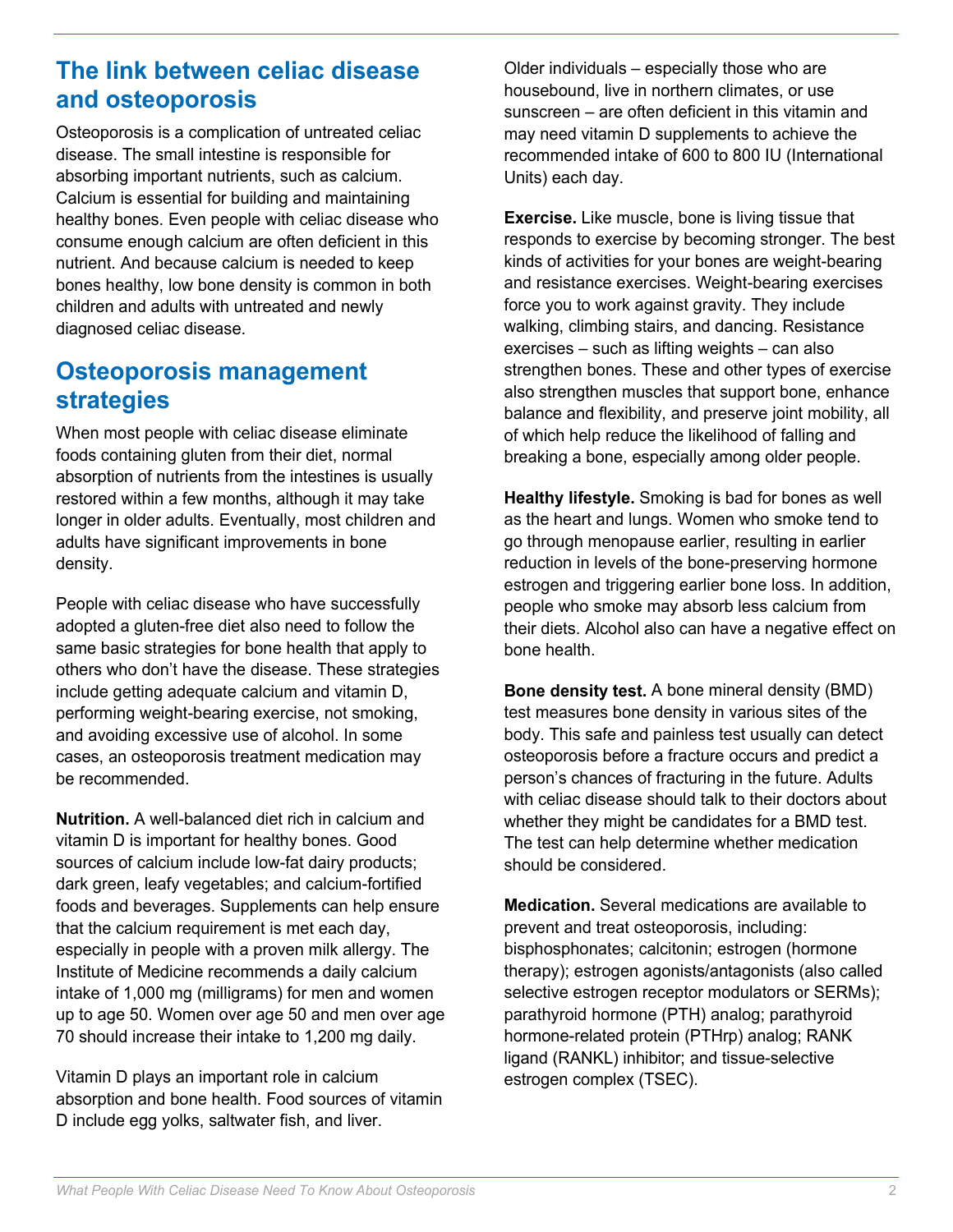## The link between celiac disease and osteoporosis

Osteoporosis is a complication of untreated celiac disease. The small intestine is responsible for absorbing important nutrients, such as calcium. Calcium is essential for building and maintaining healthy bones. Even people with celiac disease who consume enough calcium are often deficient in this nutrient. And because calcium is needed to keep bones healthy, low bone density is common in both children and adults with untreated and newly diagnosed celiac disease.

## Osteoporosis management strategies

When most people with celiac disease eliminate foods containing gluten from their diet, normal absorption of nutrients from the intestines is usually restored within a few months, although it may take longer in older adults. Eventually, most children and adults have significant improvements in bone density.

People with celiac disease who have successfully adopted a gluten-free diet also need to follow the same basic strategies for bone health that apply to others who don't have the disease. These strategies include getting adequate calcium and vitamin D, performing weight-bearing exercise, not smoking, and avoiding excessive use of alcohol. In some cases, an osteoporosis treatment medication may be recommended.

**Nutrition.** A well-balanced diet rich in calcium and vitamin D is important for healthy bones. Good sources of calcium include low-fat dairy products; dark green, leafy vegetables; and calcium-fortified foods and beverages. Supplements can help ensure that the calcium requirement is met each day, especially in people with a proven milk allergy. The Institute of Medicine recommends a daily calcium intake of 1,000 mg (milligrams) for men and women up to age 50. Women over age 50 and men over age 70 should increase their intake to 1,200 mg daily.

Vitamin D plays an important role in calcium absorption and bone health. Food sources of vitamin D include egg yolks, saltwater fish, and liver. Older individuals – especially those who are housebound, live in northern climates, or use sunscreen – are often deficient in this vitamin and may need vitamin D supplements to achieve the recommended intake of 600 to 800 IU (International Units) each day.

**Exercise.** Like muscle, bone is living tissue that responds to exercise by becoming stronger. The best kinds of activities for your bones are weight-bearing and resistance exercises. Weight-bearing exercises force you to work against gravity. They include walking, climbing stairs, and dancing. Resistance exercises – such as lifting weights – can also strengthen bones. These and other types of exercise also strengthen muscles that support bone, enhance balance and flexibility, and preserve joint mobility, all of which help reduce the likelihood of falling and breaking a bone, especially among older people.

**Healthy lifestyle.** Smoking is bad for bones as well as the heart and lungs. Women who smoke tend to go through menopause earlier, resulting in earlier reduction in levels of the bone-preserving hormone estrogen and triggering earlier bone loss. In addition, people who smoke may absorb less calcium from their diets. Alcohol also can have a negative effect on bone health.

**Bone density test.** A bone mineral density (BMD) test measures bone density in various sites of the body. This safe and painless test usually can detect osteoporosis before a fracture occurs and predict a person's chances of fracturing in the future. Adults with celiac disease should talk to their doctors about whether they might be candidates for a BMD test. The test can help determine whether medication should be considered.

**Medication.** Several medications are available to prevent and treat osteoporosis, including: bisphosphonates; calcitonin; estrogen (hormone therapy); estrogen agonists/antagonists (also called selective estrogen receptor modulators or SERMs); parathyroid hormone (PTH) analog; parathyroid hormone-related protein (PTHrp) analog; RANK ligand (RANKL) inhibitor; and tissue-selective estrogen complex (TSEC).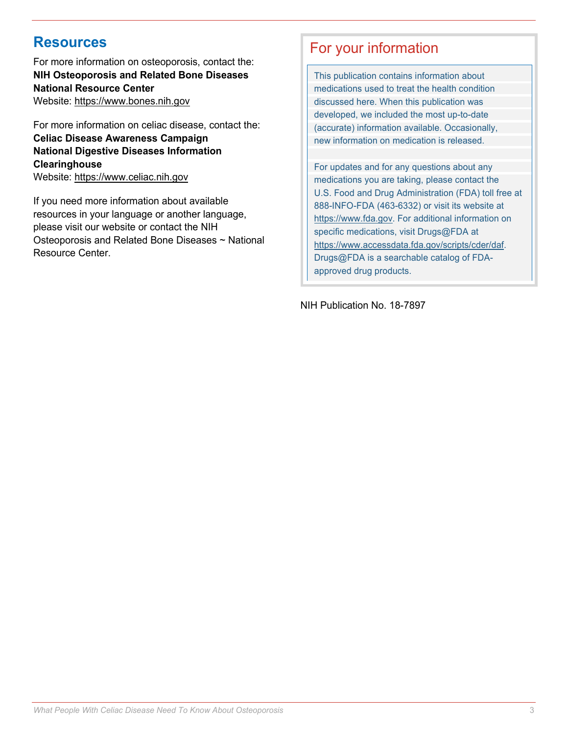## Resources

For more information on osteoporosis, contact the:
**NIH Osteoporosis and Related Bone Diseases National Resource Center**
Website: https://www.bones.nih.gov

For more information on celiac disease, contact the:
**Celiac Disease Awareness Campaign**
**National Digestive Diseases Information Clearinghouse**
Website: https://www.celiac.nih.gov

If you need more information about available resources in your language or another language, please visit our website or contact the NIH Osteoporosis and Related Bone Diseases ~ National Resource Center.

## For your information

This publication contains information about medications used to treat the health condition discussed here. When this publication was developed, we included the most up-to-date (accurate) information available. Occasionally, new information on medication is released.

For updates and for any questions about any medications you are taking, please contact the U.S. Food and Drug Administration (FDA) toll free at 888-INFO-FDA (463-6332) or visit its website at https://www.fda.gov. For additional information on specific medications, visit Drugs@FDA at https://www.accessdata.fda.gov/scripts/cder/daf. Drugs@FDA is a searchable catalog of FDA-approved drug products.

NIH Publication No. 18-7897